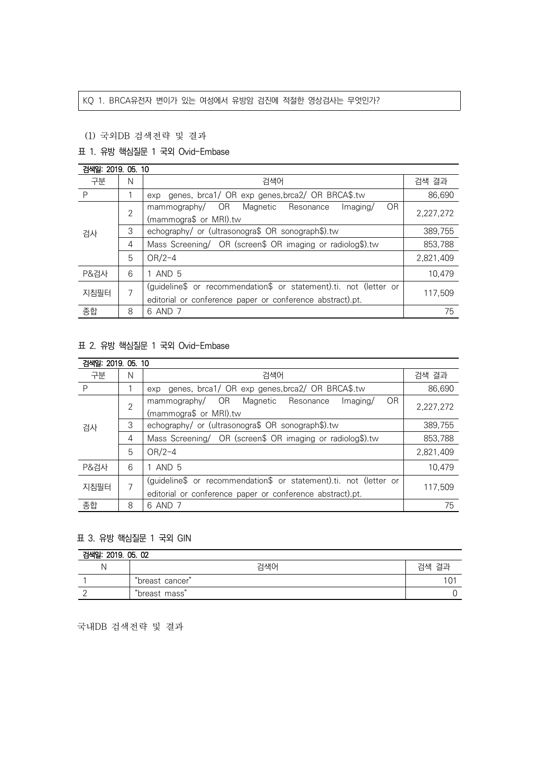KQ 1. BRCA유전자 변이가 있는 여성에서 유방암 검진에 적절한 영상검사는 무엇인가?

(1) 국외DB 검색전략 및 결과

표 1. 유방 핵심질문 1 국외 Ovid-Embase

검색일: 2019. 05. 10

| 구분 | N | 검색어 | 검색 결과 |
|---|---|---|---|
| P | 1 | exp genes, brca1/ OR exp genes,brca2/ OR BRCA$.tw | 86,690 |
| 검사 | 2 | mammography/ OR Magnetic Resonance Imaging/ OR (mammogra$ or MRI).tw | 2,227,272 |
| | 3 | echography/ or (ultrasonogra$ OR sonograph$).tw | 389,755 |
| | 4 | Mass Screening/ OR (screen$ OR imaging or radiolog$).tw | 853,788 |
| | 5 | OR/2-4 | 2,821,409 |
| P&검사 | 6 | 1 AND 5 | 10,479 |
| 지침필터 | 7 | (guideline$ or recommendation$ or statement).ti. not (letter or editorial or conference paper or conference abstract).pt. | 117,509 |
| 종합 | 8 | 6 AND 7 | 75 |

표 2. 유방 핵심질문 1 국외 Ovid-Embase

검색일: 2019. 05. 10

| 구분 | N | 검색어 | 검색 결과 |
|---|---|---|---|
| P | 1 | exp genes, brca1/ OR exp genes,brca2/ OR BRCA$.tw | 86,690 |
| 검사 | 2 | mammography/ OR Magnetic Resonance Imaging/ OR (mammogra$ or MRI).tw | 2,227,272 |
| | 3 | echography/ or (ultrasonogra$ OR sonograph$).tw | 389,755 |
| | 4 | Mass Screening/ OR (screen$ OR imaging or radiolog$).tw | 853,788 |
| | 5 | OR/2-4 | 2,821,409 |
| P&검사 | 6 | 1 AND 5 | 10,479 |
| 지침필터 | 7 | (guideline$ or recommendation$ or statement).ti. not (letter or editorial or conference paper or conference abstract).pt. | 117,509 |
| 종합 | 8 | 6 AND 7 | 75 |

표 3. 유방 핵심질문 1 국외 GIN

검색일: 2019. 05. 02

| N | 검색어 | 검색 결과 |
|---|---|---|
| 1 | "breast cancer" | 101 |
| 2 | "breast mass" | 0 |

국내DB 검색전략 및 결과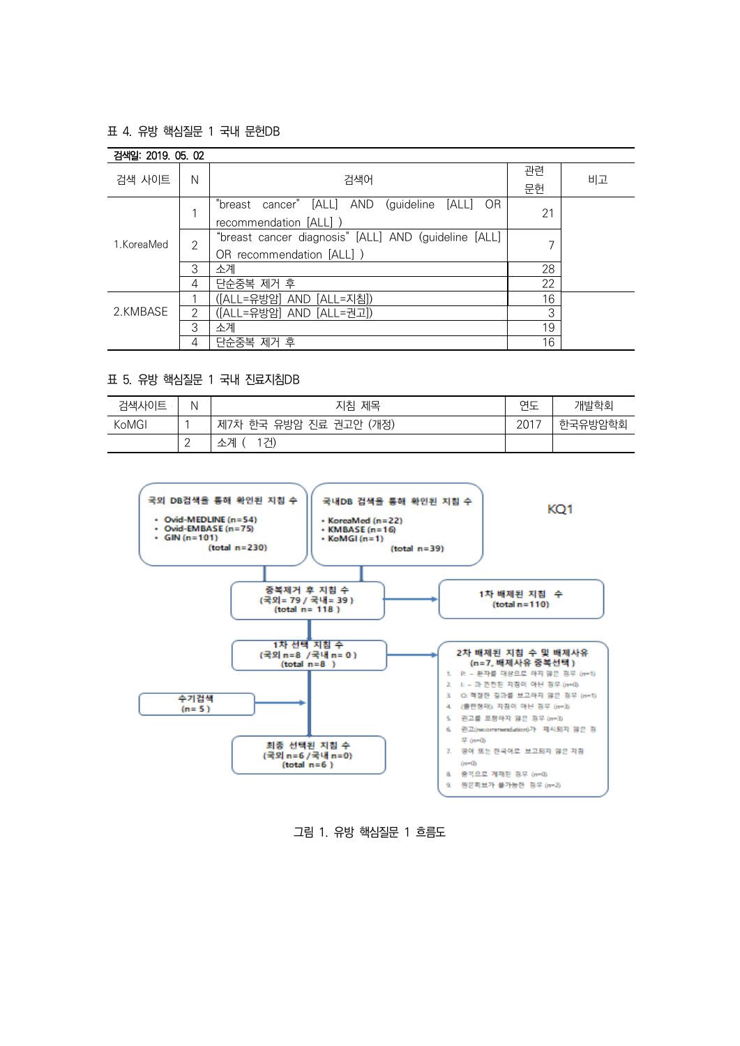표 4. 유방 핵심질문 1 국내 문헌DB

검색일: 2019. 05. 02

| 검색 사이트 | N | 검색어 | 관련 문헌 | 비고 |
|---|---|---|---|---|
| 1.KoreaMed | 1 | "breast cancer" [ALL] AND (guideline [ALL] OR recommendation [ALL] ) | 21 | |
| | 2 | "breast cancer diagnosis" [ALL] AND (guideline [ALL] OR recommendation [ALL] ) | 7 | |
| | 3 | 소계 | 28 | |
| | 4 | 단순중복 제거 후 | 22 | |
| 2.KMBASE | 1 | ([ALL=유방암] AND [ALL=지침]) | 16 | |
| | 2 | ([ALL=유방암] AND [ALL=권고]) | 3 | |
| | 3 | 소계 | 19 | |
| | 4 | 단순중복 제거 후 | 16 | |

표 5. 유방 핵심질문 1 국내 진료지침DB

| 검색사이트 | N | 지침 제목 | 연도 | 개발학회 |
|---|---|---|---|---|
| KoMGI | 1 | 제7차 한국 유방암 진료 권고안 (개정) | 2017 | 한국유방암학회 |
| | 2 | 소계 ( 1건) | | |

KQ1

국외 DB검색을 통해 확인된 지침 수
- Ovid-MEDLINE (n=54)
- Ovid-EMBASE (n=75)
- GIN (n=101)

(total n=230)

국내DB 검색을 통해 확인된 지침 수
- KoreaMed (n=22)
- KMBASE (n=16)
- KoMGI (n=1)

(total n=39)

중복제거 후 지침 수
(국외= 79 / 국내= 39 )
(total n= 118 )

1차 배제된 지침 수
(total n=110)

1차 선택 지침 수
(국외 n=8 / 국내 n= 0 )
(total n=8 )

2차 배제된 지침 수 및 배제사유
(n=7, 배제사유 중복선택 )
1. P: – 환자를 대상으로 하지 않은 경우 (n=1)
2. I: – 과 관련된 지침이 아닌 경우 (n=0)
3. O: 적절한 결과를 보고하지 않은 경우 (n=1)
4. (출판형태) 지침이 아닌 경우 (n=3)
5. 권고를 포함하지 않은 경우 (n=3)
6. 권고(recommendation)가 제시되지 않은 경우 (n=0)
7. 영어 또는 한국어로 보고되지 않은 지침 (n=0)
8. 중복으로 게재된 경우 (n=0)
9. 원문확보가 불가능한 경우 (n=2)

수기검색
(n= 5 )

최종 선택된 지침 수
(국외 n=6 / 국내 n=0)
(total n=6 )

그림 1. 유방 핵심질문 1 흐름도